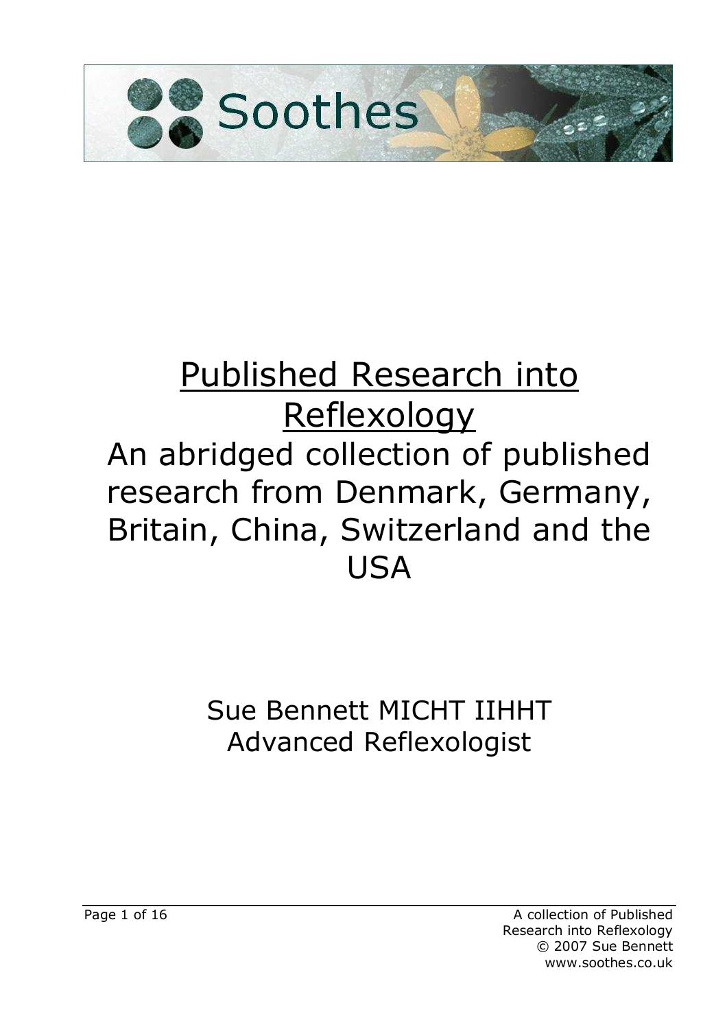Soothes

# Published Research into Reflexology

## An abridged collection of published research from Denmark, Germany, Britain, China, Switzerland and the USA

Sue Bennett MICHT IIHHT
Advanced Reflexologist

A collection of Published Research into Reflexology
© 2007 Sue Bennett
www.soothes.co.uk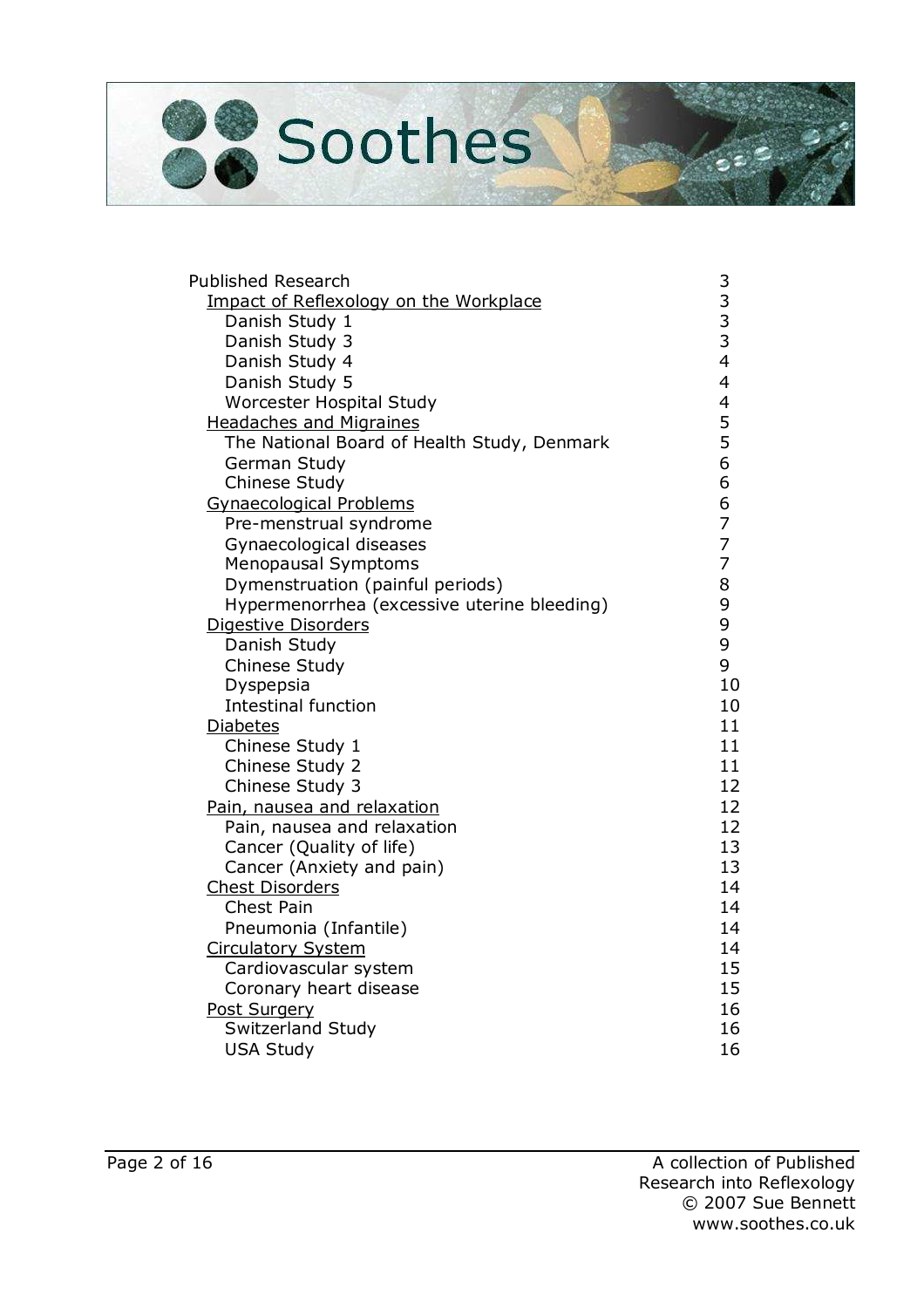# Soothes

| | |
|---|---|
| Published Research | 3 |
| Impact of Reflexology on the Workplace | 3 |
| Danish Study 1 | 3 |
| Danish Study 3 | 3 |
| Danish Study 4 | 4 |
| Danish Study 5 | 4 |
| Worcester Hospital Study | 4 |
| Headaches and Migraines | 5 |
| The National Board of Health Study, Denmark | 5 |
| German Study | 6 |
| Chinese Study | 6 |
| Gynaecological Problems | 6 |
| Pre-menstrual syndrome | 7 |
| Gynaecological diseases | 7 |
| Menopausal Symptoms | 7 |
| Dymenstruation (painful periods) | 8 |
| Hypermenorrhea (excessive uterine bleeding) | 9 |
| Digestive Disorders | 9 |
| Danish Study | 9 |
| Chinese Study | 9 |
| Dyspepsia | 10 |
| Intestinal function | 10 |
| Diabetes | 11 |
| Chinese Study 1 | 11 |
| Chinese Study 2 | 11 |
| Chinese Study 3 | 12 |
| Pain, nausea and relaxation | 12 |
| Pain, nausea and relaxation | 12 |
| Cancer (Quality of life) | 13 |
| Cancer (Anxiety and pain) | 13 |
| Chest Disorders | 14 |
| Chest Pain | 14 |
| Pneumonia (Infantile) | 14 |
| Circulatory System | 14 |
| Cardiovascular system | 15 |
| Coronary heart disease | 15 |
| Post Surgery | 16 |
| Switzerland Study | 16 |
| USA Study | 16 |

A collection of Published Research into Reflexology
© 2007 Sue Bennett
www.soothes.co.uk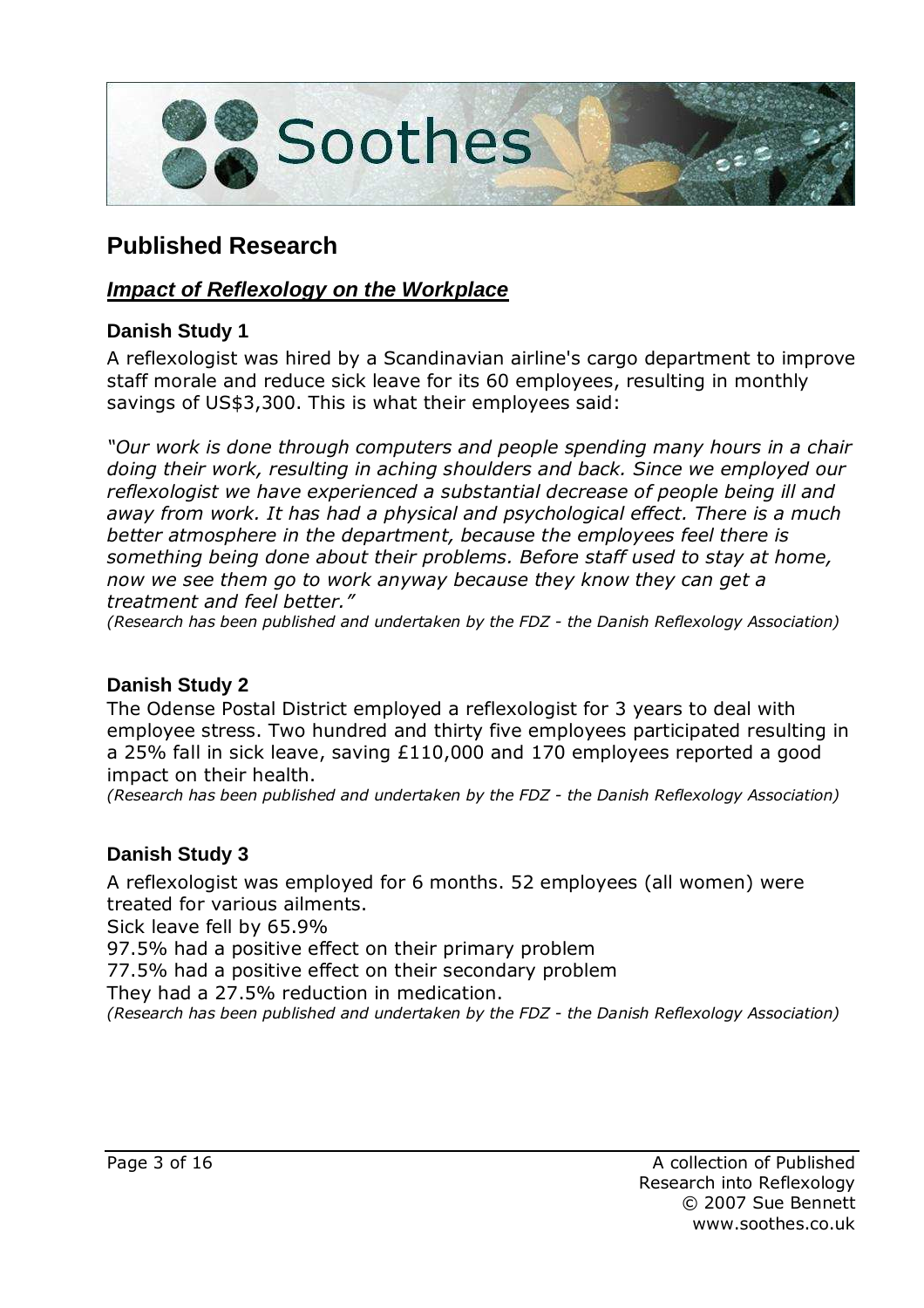Soothes

# Published Research

## *Impact of Reflexology on the Workplace*

### Danish Study 1

A reflexologist was hired by a Scandinavian airline's cargo department to improve staff morale and reduce sick leave for its 60 employees, resulting in monthly savings of US$3,300. This is what their employees said:

*"Our work is done through computers and people spending many hours in a chair doing their work, resulting in aching shoulders and back. Since we employed our reflexologist we have experienced a substantial decrease of people being ill and away from work. It has had a physical and psychological effect. There is a much better atmosphere in the department, because the employees feel there is something being done about their problems. Before staff used to stay at home, now we see them go to work anyway because they know they can get a treatment and feel better."*

*(Research has been published and undertaken by the FDZ - the Danish Reflexology Association)*

### Danish Study 2

The Odense Postal District employed a reflexologist for 3 years to deal with employee stress. Two hundred and thirty five employees participated resulting in a 25% fall in sick leave, saving £110,000 and 170 employees reported a good impact on their health.

*(Research has been published and undertaken by the FDZ - the Danish Reflexology Association)*

### Danish Study 3

A reflexologist was employed for 6 months. 52 employees (all women) were treated for various ailments.

Sick leave fell by 65.9%

97.5% had a positive effect on their primary problem

77.5% had a positive effect on their secondary problem

They had a 27.5% reduction in medication.

*(Research has been published and undertaken by the FDZ - the Danish Reflexology Association)*

A collection of Published Research into Reflexology
© 2007 Sue Bennett
www.soothes.co.uk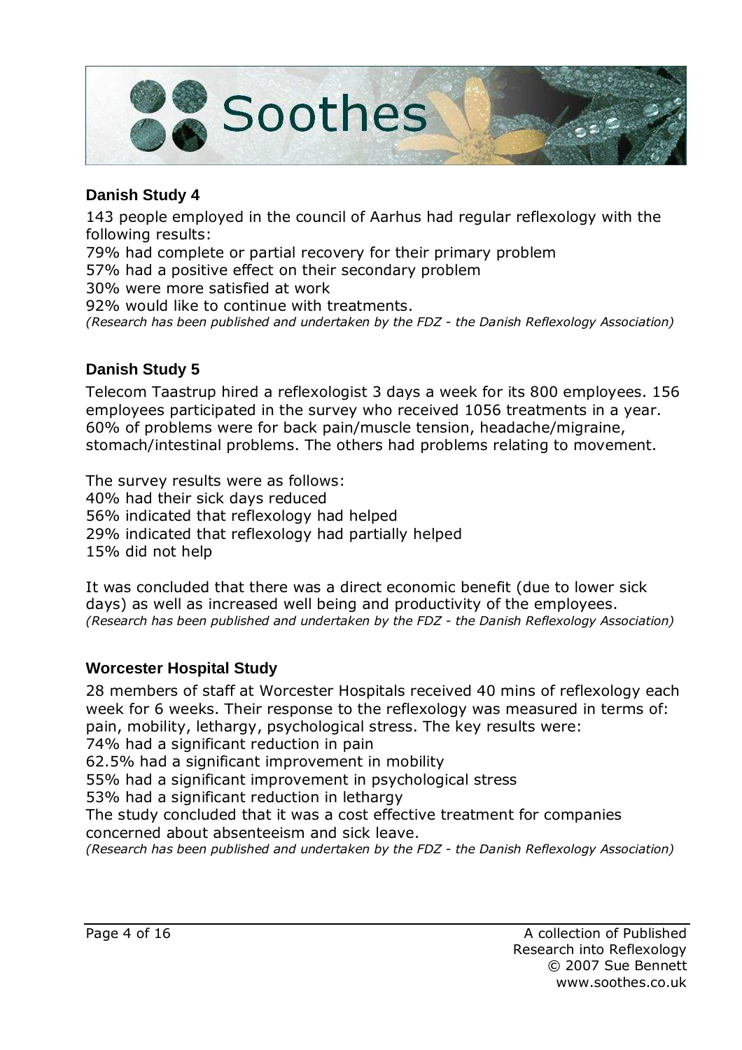## Danish Study 4

143 people employed in the council of Aarhus had regular reflexology with the following results:
79% had complete or partial recovery for their primary problem
57% had a positive effect on their secondary problem
30% were more satisfied at work
92% would like to continue with treatments.
*(Research has been published and undertaken by the FDZ - the Danish Reflexology Association)*

## Danish Study 5

Telecom Taastrup hired a reflexologist 3 days a week for its 800 employees. 156 employees participated in the survey who received 1056 treatments in a year. 60% of problems were for back pain/muscle tension, headache/migraine, stomach/intestinal problems. The others had problems relating to movement.

The survey results were as follows:
40% had their sick days reduced
56% indicated that reflexology had helped
29% indicated that reflexology had partially helped
15% did not help

It was concluded that there was a direct economic benefit (due to lower sick days) as well as increased well being and productivity of the employees.
*(Research has been published and undertaken by the FDZ - the Danish Reflexology Association)*

## Worcester Hospital Study

28 members of staff at Worcester Hospitals received 40 mins of reflexology each week for 6 weeks. Their response to the reflexology was measured in terms of: pain, mobility, lethargy, psychological stress. The key results were:
74% had a significant reduction in pain
62.5% had a significant improvement in mobility
55% had a significant improvement in psychological stress
53% had a significant reduction in lethargy
The study concluded that it was a cost effective treatment for companies concerned about absenteeism and sick leave.
*(Research has been published and undertaken by the FDZ - the Danish Reflexology Association)*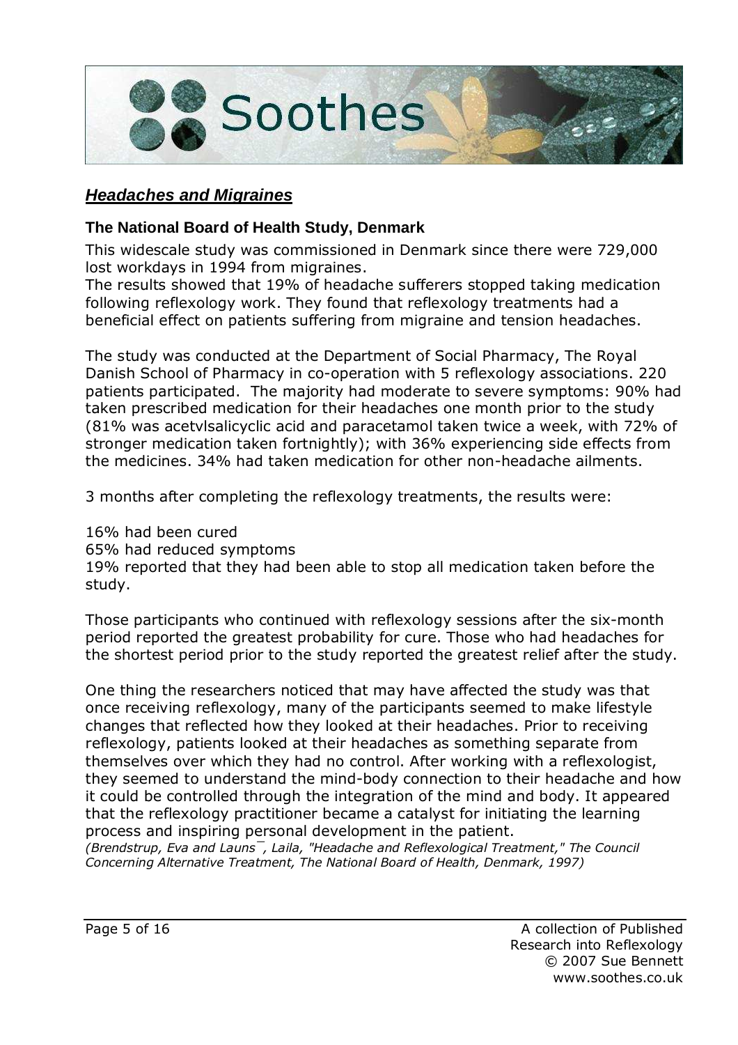## ***Headaches and Migraines***

### The National Board of Health Study, Denmark

This widescale study was commissioned in Denmark since there were 729,000 lost workdays in 1994 from migraines.
The results showed that 19% of headache sufferers stopped taking medication following reflexology work. They found that reflexology treatments had a beneficial effect on patients suffering from migraine and tension headaches.

The study was conducted at the Department of Social Pharmacy, The Royal Danish School of Pharmacy in co-operation with 5 reflexology associations. 220 patients participated. The majority had moderate to severe symptoms: 90% had taken prescribed medication for their headaches one month prior to the study (81% was acetvlsalicyclic acid and paracetamol taken twice a week, with 72% of stronger medication taken fortnightly); with 36% experiencing side effects from the medicines. 34% had taken medication for other non-headache ailments.

3 months after completing the reflexology treatments, the results were:

16% had been cured
65% had reduced symptoms
19% reported that they had been able to stop all medication taken before the study.

Those participants who continued with reflexology sessions after the six-month period reported the greatest probability for cure. Those who had headaches for the shortest period prior to the study reported the greatest relief after the study.

One thing the researchers noticed that may have affected the study was that once receiving reflexology, many of the participants seemed to make lifestyle changes that reflected how they looked at their headaches. Prior to receiving reflexology, patients looked at their headaches as something separate from themselves over which they had no control. After working with a reflexologist, they seemed to understand the mind-body connection to their headache and how it could be controlled through the integration of the mind and body. It appeared that the reflexology practitioner became a catalyst for initiating the learning process and inspiring personal development in the patient.
*(Brendstrup, Eva and Launs¯, Laila, "Headache and Reflexological Treatment," The Council Concerning Alternative Treatment, The National Board of Health, Denmark, 1997)*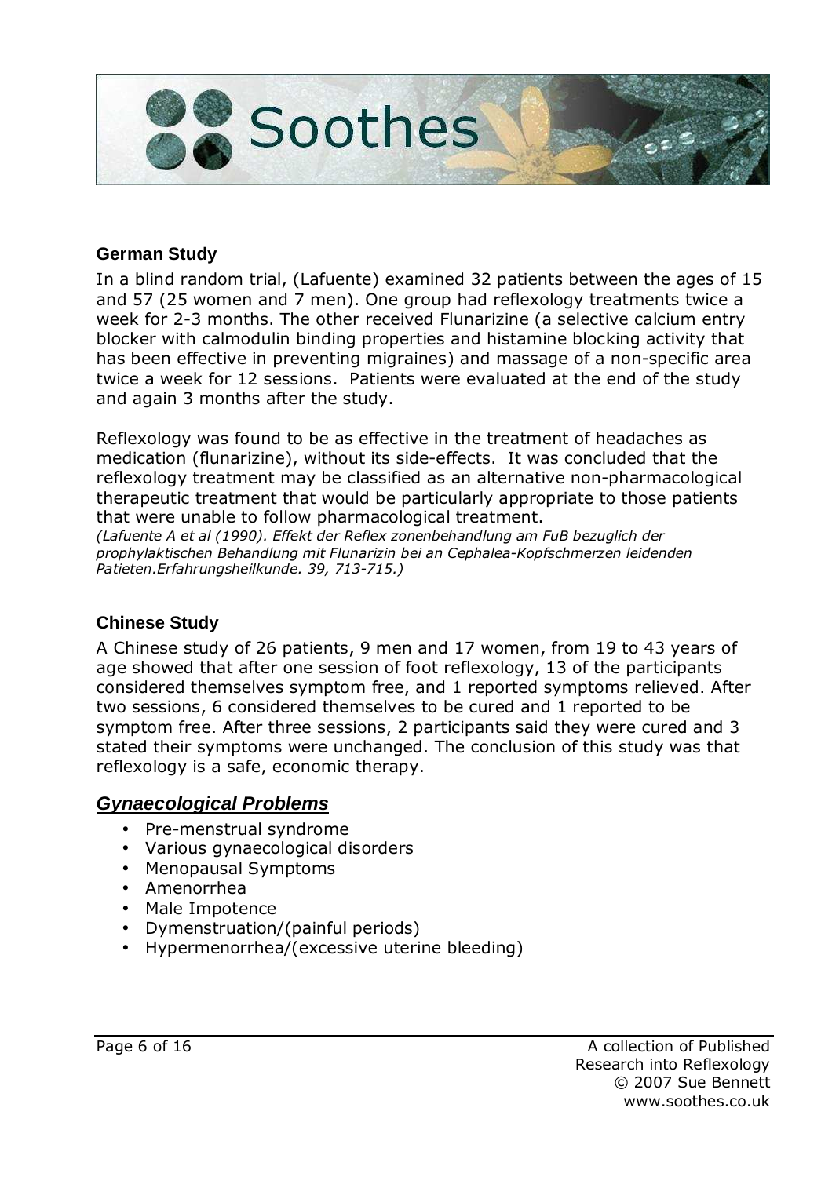### German Study

In a blind random trial, (Lafuente) examined 32 patients between the ages of 15 and 57 (25 women and 7 men). One group had reflexology treatments twice a week for 2-3 months. The other received Flunarizine (a selective calcium entry blocker with calmodulin binding properties and histamine blocking activity that has been effective in preventing migraines) and massage of a non-specific area twice a week for 12 sessions. Patients were evaluated at the end of the study and again 3 months after the study.

Reflexology was found to be as effective in the treatment of headaches as medication (flunarizine), without its side-effects. It was concluded that the reflexology treatment may be classified as an alternative non-pharmacological therapeutic treatment that would be particularly appropriate to those patients that were unable to follow pharmacological treatment.

*(Lafuente A et al (1990). Effekt der Reflex zonenbehandlung am FuB bezuglich der prophylaktischen Behandlung mit Flunarizin bei an Cephalea-Kopfschmerzen leidenden Patieten.Erfahrungsheilkunde. 39, 713-715.)*

### Chinese Study

A Chinese study of 26 patients, 9 men and 17 women, from 19 to 43 years of age showed that after one session of foot reflexology, 13 of the participants considered themselves symptom free, and 1 reported symptoms relieved. After two sessions, 6 considered themselves to be cured and 1 reported to be symptom free. After three sessions, 2 participants said they were cured and 3 stated their symptoms were unchanged. The conclusion of this study was that reflexology is a safe, economic therapy.

## ***Gynaecological Problems***

- Pre-menstrual syndrome
- Various gynaecological disorders
- Menopausal Symptoms
- Amenorrhea
- Male Impotence
- Dymenstruation/(painful periods)
- Hypermenorrhea/(excessive uterine bleeding)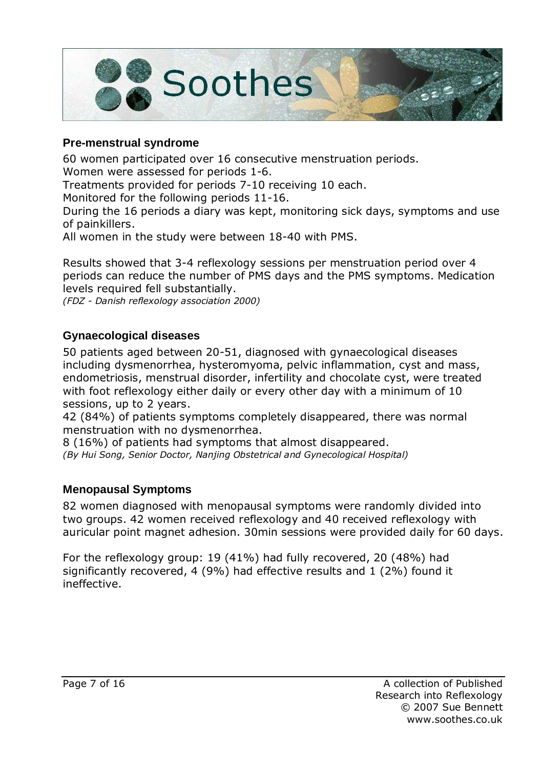## Pre-menstrual syndrome

60 women participated over 16 consecutive menstruation periods.
Women were assessed for periods 1-6.
Treatments provided for periods 7-10 receiving 10 each.
Monitored for the following periods 11-16.
During the 16 periods a diary was kept, monitoring sick days, symptoms and use of painkillers.
All women in the study were between 18-40 with PMS.

Results showed that 3-4 reflexology sessions per menstruation period over 4 periods can reduce the number of PMS days and the PMS symptoms. Medication levels required fell substantially.
*(FDZ - Danish reflexology association 2000)*

## Gynaecological diseases

50 patients aged between 20-51, diagnosed with gynaecological diseases including dysmenorrhea, hysteromyoma, pelvic inflammation, cyst and mass, endometriosis, menstrual disorder, infertility and chocolate cyst, were treated with foot reflexology either daily or every other day with a minimum of 10 sessions, up to 2 years.
42 (84%) of patients symptoms completely disappeared, there was normal menstruation with no dysmenorrhea.
8 (16%) of patients had symptoms that almost disappeared.
*(By Hui Song, Senior Doctor, Nanjing Obstetrical and Gynecological Hospital)*

## Menopausal Symptoms

82 women diagnosed with menopausal symptoms were randomly divided into two groups. 42 women received reflexology and 40 received reflexology with auricular point magnet adhesion. 30min sessions were provided daily for 60 days.

For the reflexology group: 19 (41%) had fully recovered, 20 (48%) had significantly recovered, 4 (9%) had effective results and 1 (2%) found it ineffective.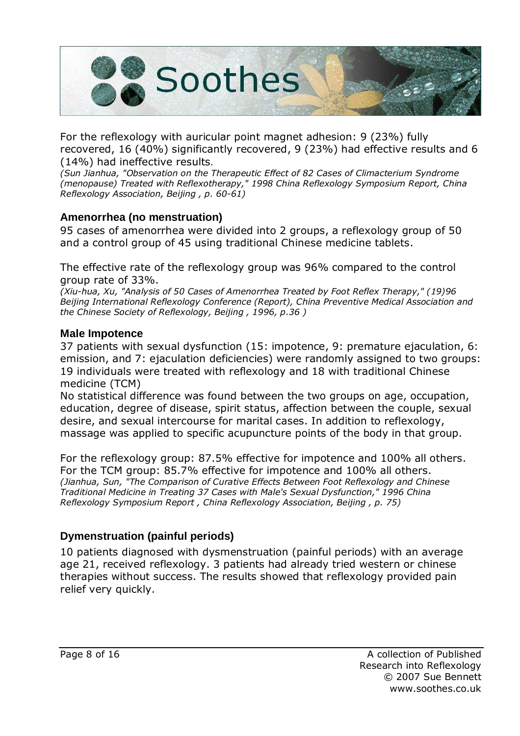For the reflexology with auricular point magnet adhesion: 9 (23%) fully recovered, 16 (40%) significantly recovered, 9 (23%) had effective results and 6 (14%) had ineffective results.

*(Sun Jianhua, "Observation on the Therapeutic Effect of 82 Cases of Climacterium Syndrome (menopause) Treated with Reflexotherapy," 1998 China Reflexology Symposium Report, China Reflexology Association, Beijing , p. 60-61)*

### Amenorrhea (no menstruation)

95 cases of amenorrhea were divided into 2 groups, a reflexology group of 50 and a control group of 45 using traditional Chinese medicine tablets.

The effective rate of the reflexology group was 96% compared to the control group rate of 33%.

*(Xiu-hua, Xu, "Analysis of 50 Cases of Amenorrhea Treated by Foot Reflex Therapy," (19)96 Beijing International Reflexology Conference (Report), China Preventive Medical Association and the Chinese Society of Reflexology, Beijing , 1996, p.36 )*

### Male Impotence

37 patients with sexual dysfunction (15: impotence, 9: premature ejaculation, 6: emission, and 7: ejaculation deficiencies) were randomly assigned to two groups: 19 individuals were treated with reflexology and 18 with traditional Chinese medicine (TCM)

No statistical difference was found between the two groups on age, occupation, education, degree of disease, spirit status, affection between the couple, sexual desire, and sexual intercourse for marital cases. In addition to reflexology, massage was applied to specific acupuncture points of the body in that group.

For the reflexology group: 87.5% effective for impotence and 100% all others.
For the TCM group: 85.7% effective for impotence and 100% all others.

*(Jianhua, Sun, "The Comparison of Curative Effects Between Foot Reflexology and Chinese Traditional Medicine in Treating 37 Cases with Male's Sexual Dysfunction," 1996 China Reflexology Symposium Report , China Reflexology Association, Beijing , p. 75)*

### Dymenstruation (painful periods)

10 patients diagnosed with dysmenstruation (painful periods) with an average age 21, received reflexology. 3 patients had already tried western or chinese therapies without success. The results showed that reflexology provided pain relief very quickly.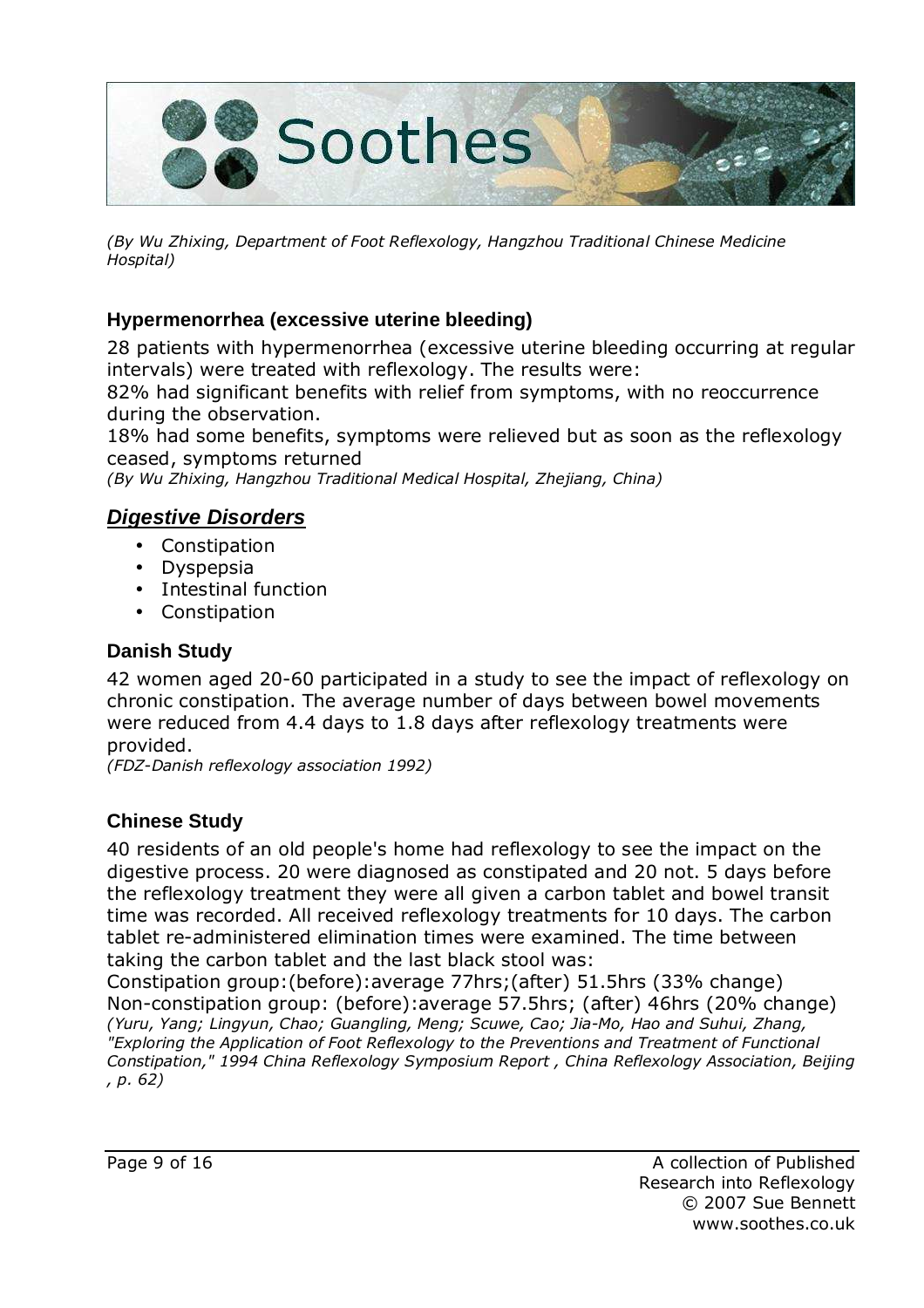*(By Wu Zhixing, Department of Foot Reflexology, Hangzhou Traditional Chinese Medicine Hospital)*

### Hypermenorrhea (excessive uterine bleeding)

28 patients with hypermenorrhea (excessive uterine bleeding occurring at regular intervals) were treated with reflexology. The results were:
82% had significant benefits with relief from symptoms, with no reoccurrence during the observation.
18% had some benefits, symptoms were relieved but as soon as the reflexology ceased, symptoms returned
*(By Wu Zhixing, Hangzhou Traditional Medical Hospital, Zhejiang, China)*

## ***Digestive Disorders***

- Constipation
- Dyspepsia
- Intestinal function
- Constipation

### Danish Study

42 women aged 20-60 participated in a study to see the impact of reflexology on chronic constipation. The average number of days between bowel movements were reduced from 4.4 days to 1.8 days after reflexology treatments were provided.
*(FDZ-Danish reflexology association 1992)*

### Chinese Study

40 residents of an old people's home had reflexology to see the impact on the digestive process. 20 were diagnosed as constipated and 20 not. 5 days before the reflexology treatment they were all given a carbon tablet and bowel transit time was recorded. All received reflexology treatments for 10 days. The carbon tablet re-administered elimination times were examined. The time between taking the carbon tablet and the last black stool was:
Constipation group:(before):average 77hrs;(after) 51.5hrs (33% change)
Non-constipation group: (before):average 57.5hrs; (after) 46hrs (20% change)
*(Yuru, Yang; Lingyun, Chao; Guangling, Meng; Scuwe, Cao; Jia-Mo, Hao and Suhui, Zhang, "Exploring the Application of Foot Reflexology to the Preventions and Treatment of Functional Constipation," 1994 China Reflexology Symposium Report , China Reflexology Association, Beijing , p. 62)*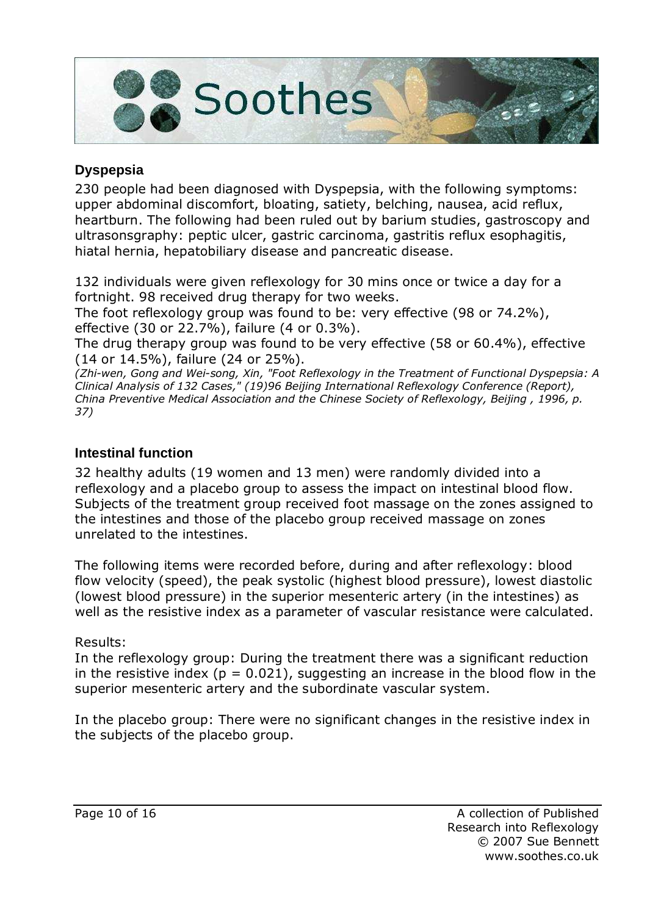## Dyspepsia

230 people had been diagnosed with Dyspepsia, with the following symptoms: upper abdominal discomfort, bloating, satiety, belching, nausea, acid reflux, heartburn. The following had been ruled out by barium studies, gastroscopy and ultrasonsgraphy: peptic ulcer, gastric carcinoma, gastritis reflux esophagitis, hiatal hernia, hepatobiliary disease and pancreatic disease.

132 individuals were given reflexology for 30 mins once or twice a day for a fortnight. 98 received drug therapy for two weeks.
The foot reflexology group was found to be: very effective (98 or 74.2%), effective (30 or 22.7%), failure (4 or 0.3%).
The drug therapy group was found to be very effective (58 or 60.4%), effective (14 or 14.5%), failure (24 or 25%).
*(Zhi-wen, Gong and Wei-song, Xin, "Foot Reflexology in the Treatment of Functional Dyspepsia: A Clinical Analysis of 132 Cases," (19)96 Beijing International Reflexology Conference (Report), China Preventive Medical Association and the Chinese Society of Reflexology, Beijing , 1996, p. 37)*

## Intestinal function

32 healthy adults (19 women and 13 men) were randomly divided into a reflexology and a placebo group to assess the impact on intestinal blood flow. Subjects of the treatment group received foot massage on the zones assigned to the intestines and those of the placebo group received massage on zones unrelated to the intestines.

The following items were recorded before, during and after reflexology: blood flow velocity (speed), the peak systolic (highest blood pressure), lowest diastolic (lowest blood pressure) in the superior mesenteric artery (in the intestines) as well as the resistive index as a parameter of vascular resistance were calculated.

Results:
In the reflexology group: During the treatment there was a significant reduction in the resistive index ($p = 0.021$), suggesting an increase in the blood flow in the superior mesenteric artery and the subordinate vascular system.

In the placebo group: There were no significant changes in the resistive index in the subjects of the placebo group.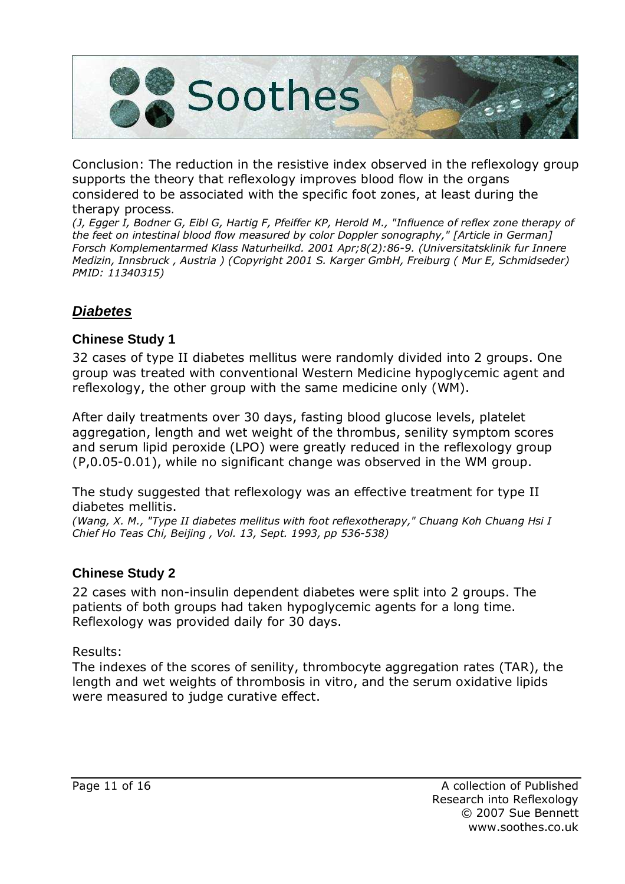Conclusion: The reduction in the resistive index observed in the reflexology group supports the theory that reflexology improves blood flow in the organs considered to be associated with the specific foot zones, at least during the therapy process.

*(J, Egger I, Bodner G, Eibl G, Hartig F, Pfeiffer KP, Herold M., "Influence of reflex zone therapy of the feet on intestinal blood flow measured by color Doppler sonography," [Article in German] Forsch Komplementarmed Klass Naturheilkd. 2001 Apr;8(2):86-9. (Universitatsklinik fur Innere Medizin, Innsbruck , Austria ) (Copyright 2001 S. Karger GmbH, Freiburg ( Mur E, Schmidseder) PMID: 11340315)*

## ***Diabetes***

### Chinese Study 1

32 cases of type II diabetes mellitus were randomly divided into 2 groups. One group was treated with conventional Western Medicine hypoglycemic agent and reflexology, the other group with the same medicine only (WM).

After daily treatments over 30 days, fasting blood glucose levels, platelet aggregation, length and wet weight of the thrombus, senility symptom scores and serum lipid peroxide (LPO) were greatly reduced in the reflexology group (P,0.05-0.01), while no significant change was observed in the WM group.

The study suggested that reflexology was an effective treatment for type II diabetes mellitis.

*(Wang, X. M., "Type II diabetes mellitus with foot reflexotherapy," Chuang Koh Chuang Hsi I Chief Ho Teas Chi, Beijing , Vol. 13, Sept. 1993, pp 536-538)*

### Chinese Study 2

22 cases with non-insulin dependent diabetes were split into 2 groups. The patients of both groups had taken hypoglycemic agents for a long time. Reflexology was provided daily for 30 days.

Results:

The indexes of the scores of senility, thrombocyte aggregation rates (TAR), the length and wet weights of thrombosis in vitro, and the serum oxidative lipids were measured to judge curative effect.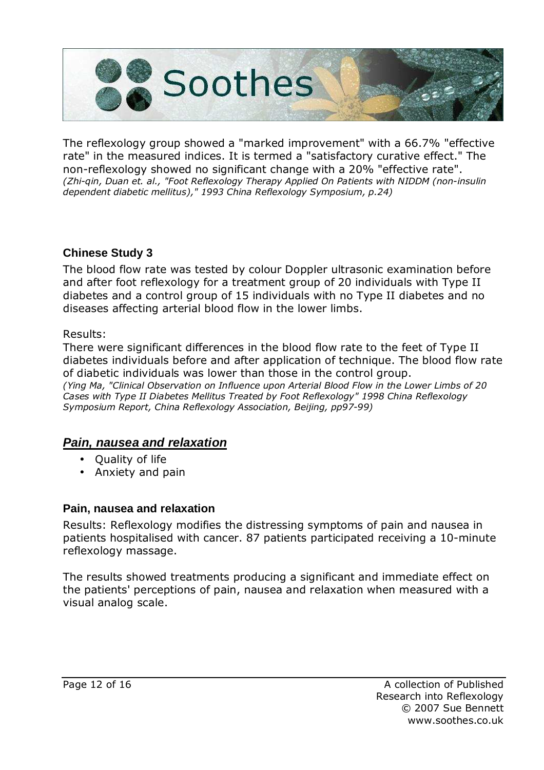The reflexology group showed a "marked improvement" with a 66.7% "effective rate" in the measured indices. It is termed a "satisfactory curative effect." The non-reflexology showed no significant change with a 20% "effective rate".
*(Zhi-qin, Duan et. al., "Foot Reflexology Therapy Applied On Patients with NIDDM (non-insulin dependent diabetic mellitus)," 1993 China Reflexology Symposium, p.24)*

### Chinese Study 3

The blood flow rate was tested by colour Doppler ultrasonic examination before and after foot reflexology for a treatment group of 20 individuals with Type II diabetes and a control group of 15 individuals with no Type II diabetes and no diseases affecting arterial blood flow in the lower limbs.

Results:
There were significant differences in the blood flow rate to the feet of Type II diabetes individuals before and after application of technique. The blood flow rate of diabetic individuals was lower than those in the control group.
*(Ying Ma, "Clinical Observation on Influence upon Arterial Blood Flow in the Lower Limbs of 20 Cases with Type II Diabetes Mellitus Treated by Foot Reflexology" 1998 China Reflexology Symposium Report, China Reflexology Association, Beijing, pp97-99)*

## *Pain, nausea and relaxation*

- Quality of life
- Anxiety and pain

### Pain, nausea and relaxation

Results: Reflexology modifies the distressing symptoms of pain and nausea in patients hospitalised with cancer. 87 patients participated receiving a 10-minute reflexology massage.

The results showed treatments producing a significant and immediate effect on the patients' perceptions of pain, nausea and relaxation when measured with a visual analog scale.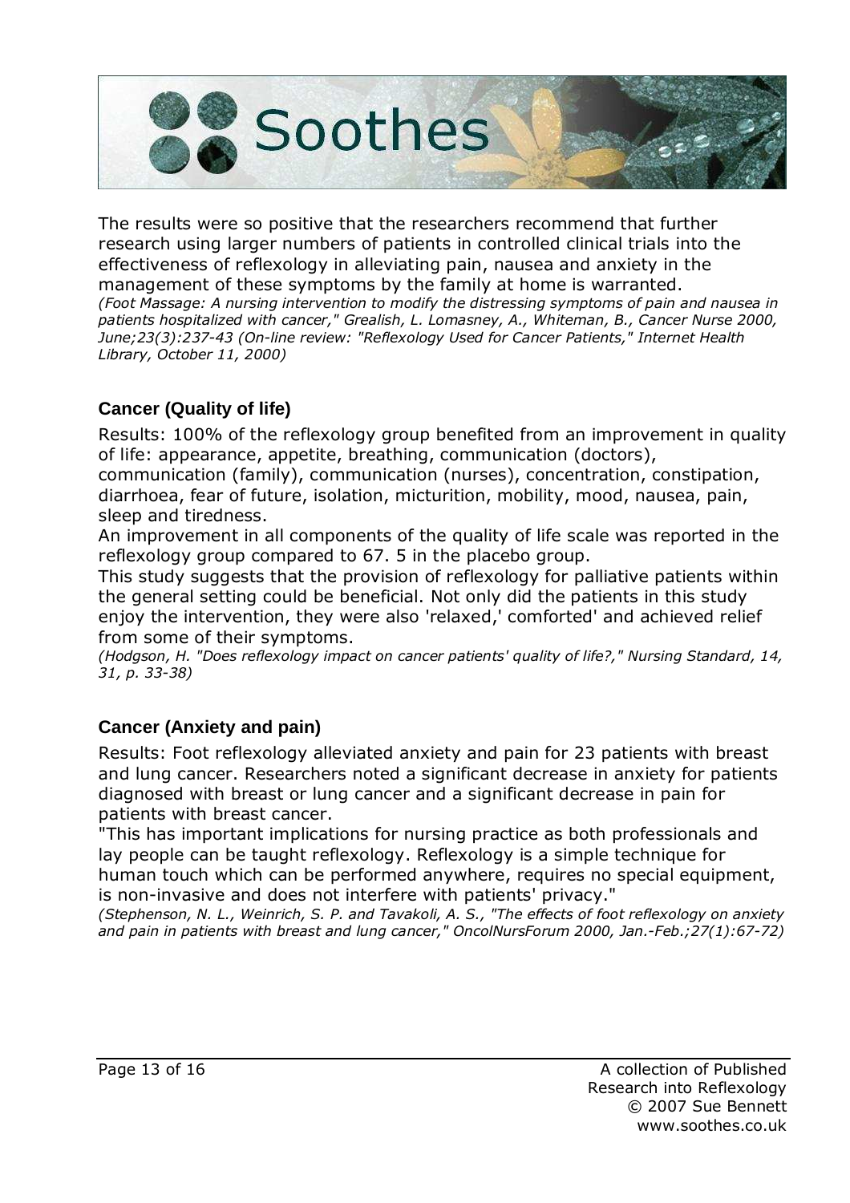The results were so positive that the researchers recommend that further research using larger numbers of patients in controlled clinical trials into the effectiveness of reflexology in alleviating pain, nausea and anxiety in the management of these symptoms by the family at home is warranted.
*(Foot Massage: A nursing intervention to modify the distressing symptoms of pain and nausea in patients hospitalized with cancer," Grealish, L. Lomasney, A., Whiteman, B., Cancer Nurse 2000, June;23(3):237-43 (On-line review: "Reflexology Used for Cancer Patients," Internet Health Library, October 11, 2000)*

### Cancer (Quality of life)

Results: 100% of the reflexology group benefited from an improvement in quality of life: appearance, appetite, breathing, communication (doctors), communication (family), communication (nurses), concentration, constipation, diarrhoea, fear of future, isolation, micturition, mobility, mood, nausea, pain, sleep and tiredness.
An improvement in all components of the quality of life scale was reported in the reflexology group compared to 67. 5 in the placebo group.
This study suggests that the provision of reflexology for palliative patients within the general setting could be beneficial. Not only did the patients in this study enjoy the intervention, they were also 'relaxed,' comforted' and achieved relief from some of their symptoms.
*(Hodgson, H. "Does reflexology impact on cancer patients' quality of life?," Nursing Standard, 14, 31, p. 33-38)*

### Cancer (Anxiety and pain)

Results: Foot reflexology alleviated anxiety and pain for 23 patients with breast and lung cancer. Researchers noted a significant decrease in anxiety for patients diagnosed with breast or lung cancer and a significant decrease in pain for patients with breast cancer.
"This has important implications for nursing practice as both professionals and lay people can be taught reflexology. Reflexology is a simple technique for human touch which can be performed anywhere, requires no special equipment, is non-invasive and does not interfere with patients' privacy."
*(Stephenson, N. L., Weinrich, S. P. and Tavakoli, A. S., "The effects of foot reflexology on anxiety and pain in patients with breast and lung cancer," OncolNursForum 2000, Jan.-Feb.;27(1):67-72)*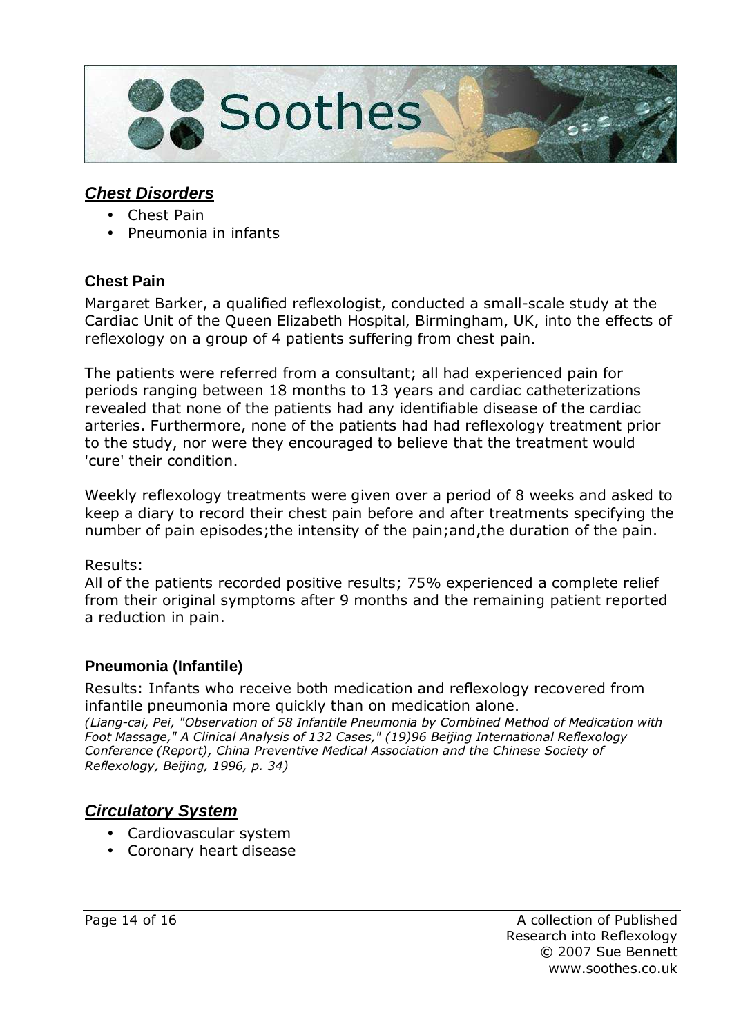## *Chest Disorders*

- Chest Pain
- Pneumonia in infants

### Chest Pain

Margaret Barker, a qualified reflexologist, conducted a small-scale study at the Cardiac Unit of the Queen Elizabeth Hospital, Birmingham, UK, into the effects of reflexology on a group of 4 patients suffering from chest pain.

The patients were referred from a consultant; all had experienced pain for periods ranging between 18 months to 13 years and cardiac catheterizations revealed that none of the patients had any identifiable disease of the cardiac arteries. Furthermore, none of the patients had had reflexology treatment prior to the study, nor were they encouraged to believe that the treatment would 'cure' their condition.

Weekly reflexology treatments were given over a period of 8 weeks and asked to keep a diary to record their chest pain before and after treatments specifying the number of pain episodes;the intensity of the pain;and,the duration of the pain.

Results:
All of the patients recorded positive results; 75% experienced a complete relief from their original symptoms after 9 months and the remaining patient reported a reduction in pain.

### Pneumonia (Infantile)

Results: Infants who receive both medication and reflexology recovered from infantile pneumonia more quickly than on medication alone.
*(Liang-cai, Pei, "Observation of 58 Infantile Pneumonia by Combined Method of Medication with Foot Massage," A Clinical Analysis of 132 Cases," (19)96 Beijing International Reflexology Conference (Report), China Preventive Medical Association and the Chinese Society of Reflexology, Beijing, 1996, p. 34)*

## *Circulatory System*

- Cardiovascular system
- Coronary heart disease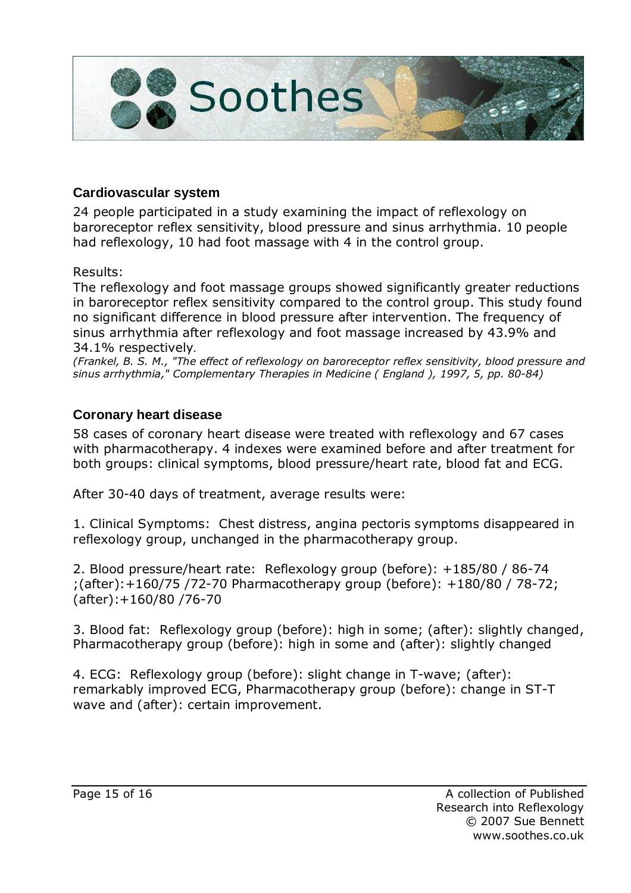### Cardiovascular system

24 people participated in a study examining the impact of reflexology on baroreceptor reflex sensitivity, blood pressure and sinus arrhythmia. 10 people had reflexology, 10 had foot massage with 4 in the control group.

Results:

The reflexology and foot massage groups showed significantly greater reductions in baroreceptor reflex sensitivity compared to the control group. This study found no significant difference in blood pressure after intervention. The frequency of sinus arrhythmia after reflexology and foot massage increased by 43.9% and 34.1% respectively.

*(Frankel, B. S. M., "The effect of reflexology on baroreceptor reflex sensitivity, blood pressure and sinus arrhythmia," Complementary Therapies in Medicine ( England ), 1997, 5, pp. 80-84)*

### Coronary heart disease

58 cases of coronary heart disease were treated with reflexology and 67 cases with pharmacotherapy. 4 indexes were examined before and after treatment for both groups: clinical symptoms, blood pressure/heart rate, blood fat and ECG.

After 30-40 days of treatment, average results were:

1. Clinical Symptoms: Chest distress, angina pectoris symptoms disappeared in reflexology group, unchanged in the pharmacotherapy group.

2. Blood pressure/heart rate: Reflexology group (before): +185/80 / 86-74 ;(after):+160/75 /72-70 Pharmacotherapy group (before): +180/80 / 78-72; (after):+160/80 /76-70

3. Blood fat: Reflexology group (before): high in some; (after): slightly changed, Pharmacotherapy group (before): high in some and (after): slightly changed

4. ECG: Reflexology group (before): slight change in T-wave; (after): remarkably improved ECG, Pharmacotherapy group (before): change in ST-T wave and (after): certain improvement.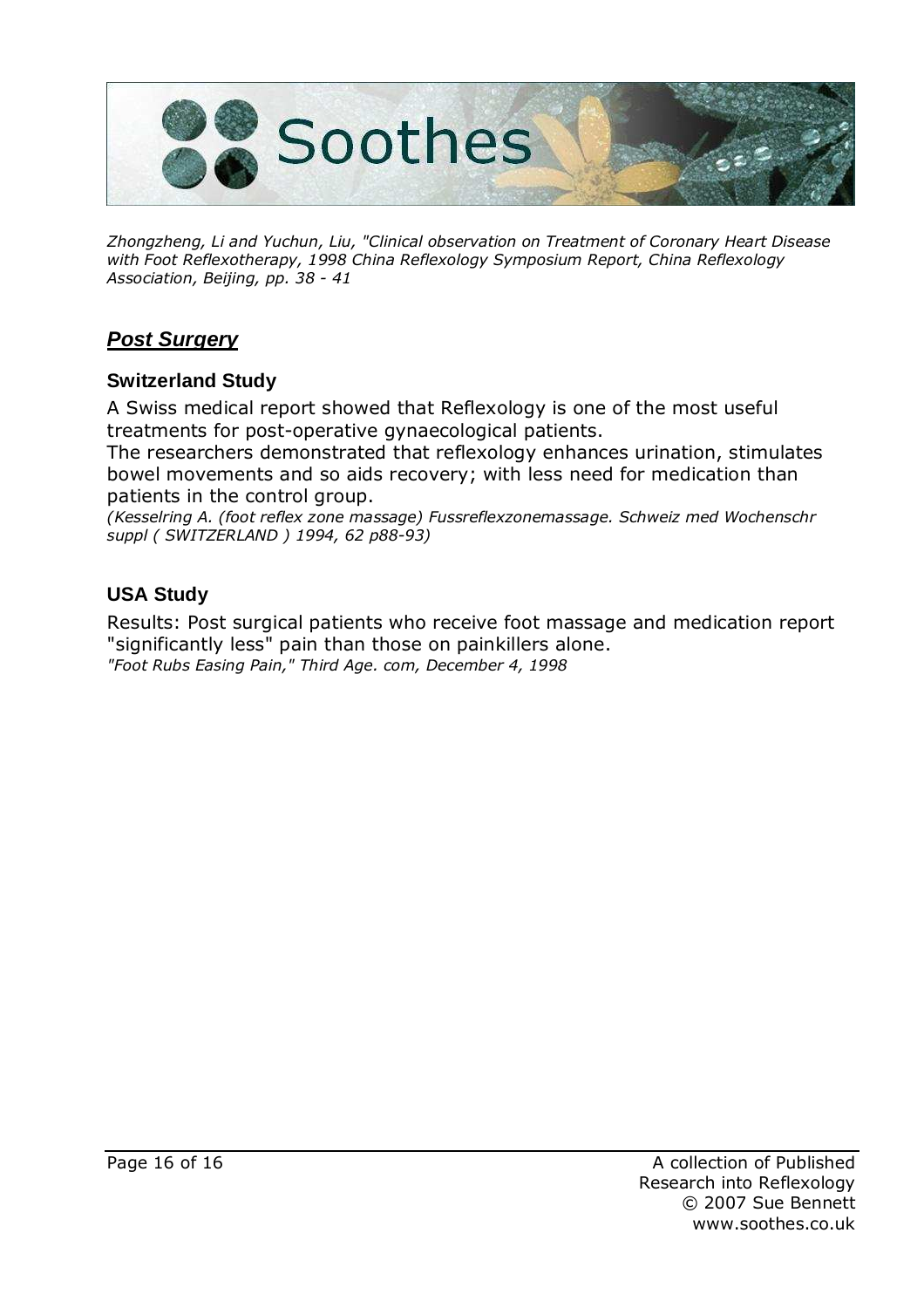*Zhongzheng, Li and Yuchun, Liu, "Clinical observation on Treatment of Coronary Heart Disease with Foot Reflexotherapy, 1998 China Reflexology Symposium Report, China Reflexology Association, Beijing, pp. 38 - 41*

## ***Post Surgery***

### Switzerland Study

A Swiss medical report showed that Reflexology is one of the most useful treatments for post-operative gynaecological patients.
The researchers demonstrated that reflexology enhances urination, stimulates bowel movements and so aids recovery; with less need for medication than patients in the control group.
*(Kesselring A. (foot reflex zone massage) Fussreflexzonemassage. Schweiz med Wochenschr suppl ( SWITZERLAND ) 1994, 62 p88-93)*

### USA Study

Results: Post surgical patients who receive foot massage and medication report "significantly less" pain than those on painkillers alone.
*"Foot Rubs Easing Pain," Third Age. com, December 4, 1998*